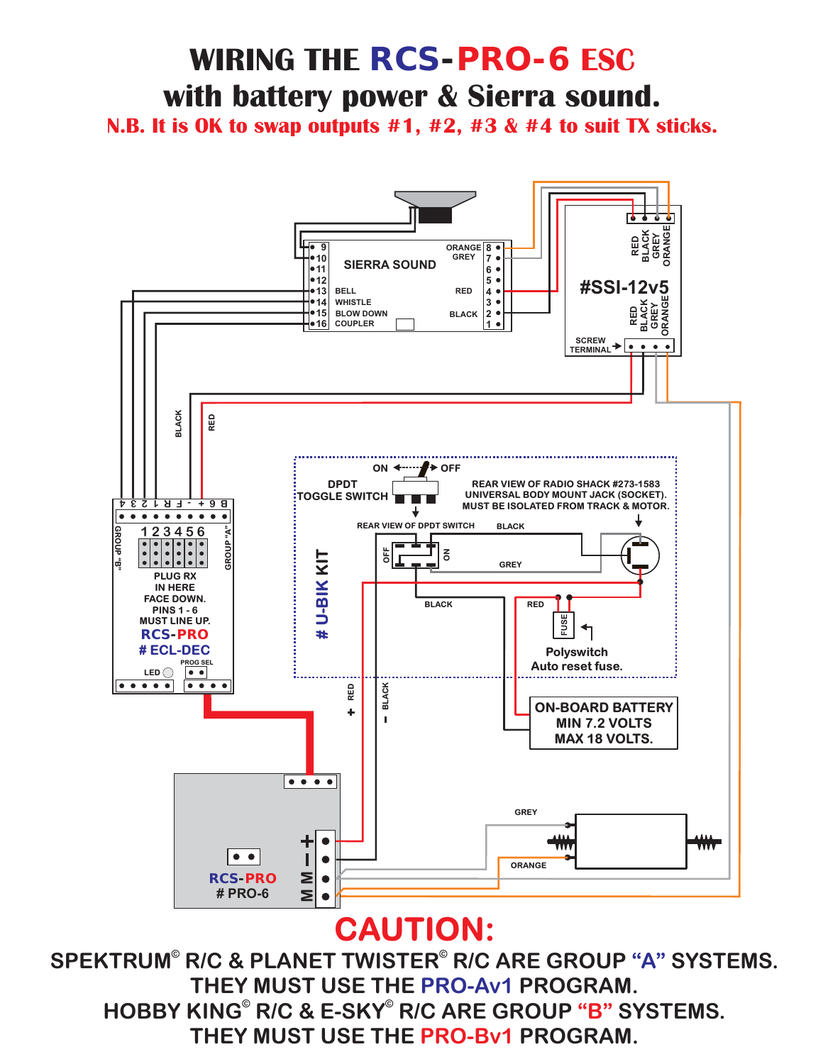# WIRING THE RCS-PRO-6 ESC
## with battery power & Sierra sound.

**N.B. It is OK to swap outputs #1, #2, #3 & #4 to suit TX sticks.**

SIERRA SOUND

9, 10, 11, 12, 13 BELL, 14 WHISTLE, 15 BLOW DOWN, 16 COUPLER

ORANGE 8, GREY 7, 6, 5, RED 4, 3, BLACK 2, 1

#SSI-12v5

RED BLACK GREY ORANGE

RED BLACK GREY ORANGE

SCREW TERMINAL

BLACK

RED

B 6 + - F R 1 2 3 4

GROUP "B"

1 2 3 4 5 6

GROUP "A"

PLUG RX IN HERE FACE DOWN. PINS 1 - 6 MUST LINE UP.

RCS-PRO # ECL-DEC

PROG SEL

LED

ON OFF

DPDT TOGGLE SWITCH

REAR VIEW OF RADIO SHACK #273-1583 UNIVERSAL BODY MOUNT JACK (SOCKET). MUST BE ISOLATED FROM TRACK & MOTOR.

REAR VIEW OF DPDT SWITCH

OFF ON

BLACK

GREY

# U-BIK KIT

BLACK

RED

FUSE

Polyswitch Auto reset fuse.

+ RED

– BLACK

ON-BOARD BATTERY MIN 7.2 VOLTS MAX 18 VOLTS.

GREY

ORANGE

RCS-PRO # PRO-6

+ – M M

# CAUTION:

**SPEKTRUM© R/C & PLANET TWISTER© R/C ARE GROUP "A" SYSTEMS. THEY MUST USE THE PRO-Av1 PROGRAM.**

**HOBBY KING© R/C & E-SKY© R/C ARE GROUP "B" SYSTEMS. THEY MUST USE THE PRO-Bv1 PROGRAM.**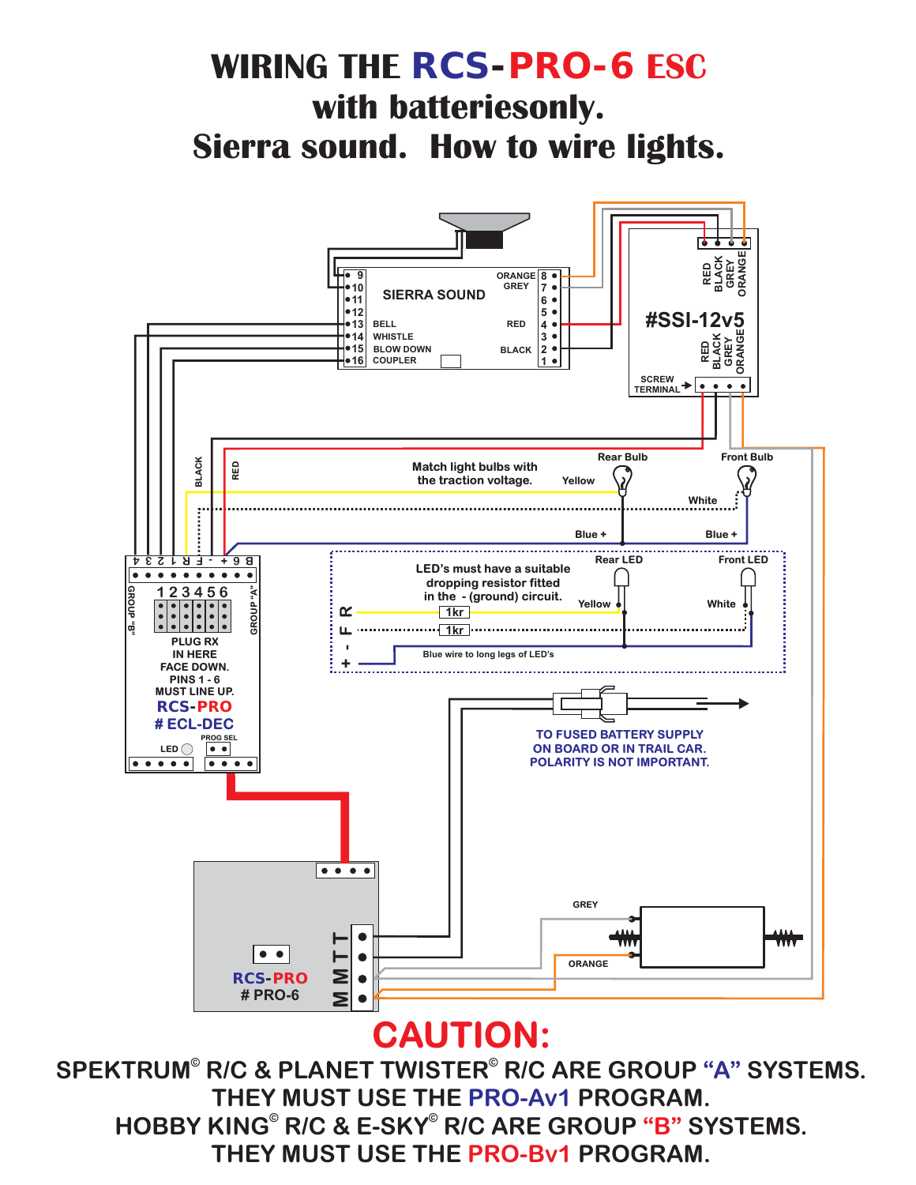# WIRING THE RCS-PRO-6 ESC
## with batteriesonly.
## Sierra sound. How to wire lights.

SIERRA SOUND

9, 10, 11, 12, 13 BELL, 14 WHISTLE, 15 BLOW DOWN, 16 COUPLER

ORANGE 8, GREY 7, 6, 5, RED 4, 3, BLACK 2, 1

#SSI-12v5

RED BLACK GREY ORANGE

RED BLACK GREY ORANGE

SCREW TERMINAL

BLACK

RED

Match light bulbs with the traction voltage.

Rear Bulb

Front Bulb

Yellow

White

Blue +

Blue +

Rear LED

Front LED

LED's must have a suitable dropping resistor fitted in the - (ground) circuit.

Yellow

White

R

F

-

+

1kr

1kr

Blue wire to long legs of LED's

B 6 + - F R 1 2 3 4

GROUP "B"

GROUP "A"

1 2 3 4 5 6

PLUG RX IN HERE FACE DOWN. PINS 1 - 6 MUST LINE UP.

RCS-PRO

# ECL-DEC

LED

PROG SEL

TO FUSED BATTERY SUPPLY ON BOARD OR IN TRAIL CAR. POLARITY IS NOT IMPORTANT.

GREY

ORANGE

RCS-PRO

# PRO-6

T T M M

# CAUTION:

SPEKTRUM© R/C & PLANET TWISTER© R/C ARE GROUP "A" SYSTEMS. THEY MUST USE THE PRO-Av1 PROGRAM.

HOBBY KING© R/C & E-SKY© R/C ARE GROUP "B" SYSTEMS. THEY MUST USE THE PRO-Bv1 PROGRAM.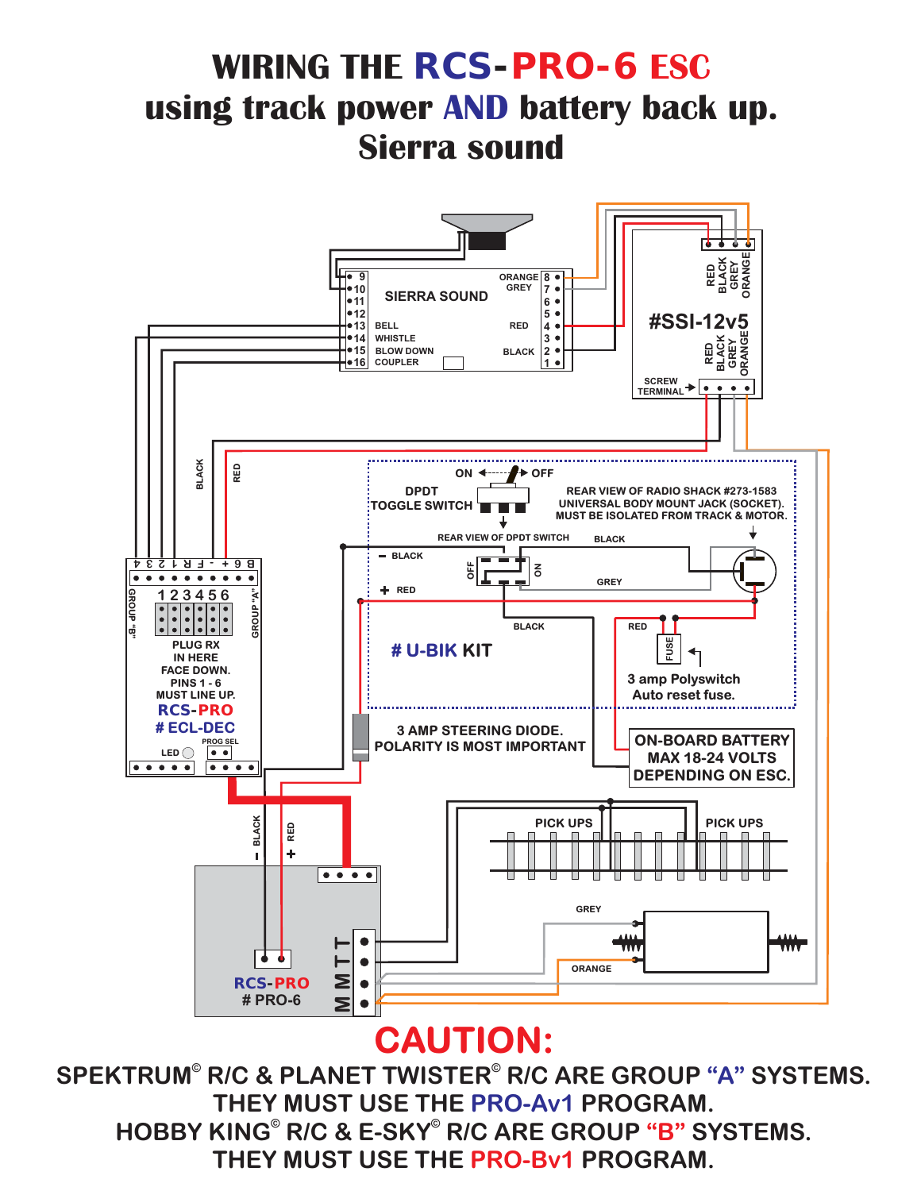# WIRING THE RCS-PRO-6 ESC using track power AND battery back up. Sierra sound

SIERRA SOUND

9, 10, 11, 12, 13 BELL, 14 WHISTLE, 15 BLOW DOWN, 16 COUPLER

ORANGE 8, GREY 7, 6, 5, RED 4, 3, BLACK 2, 1

#SSI-12v5

RED, BLACK, GREY, ORANGE

SCREW TERMINAL

BLACK

RED

ON — OFF

DPDT TOGGLE SWITCH

REAR VIEW OF RADIO SHACK #273-1583 UNIVERSAL BODY MOUNT JACK (SOCKET). MUST BE ISOLATED FROM TRACK & MOTOR.

REAR VIEW OF DPDT SWITCH

− BLACK

+ RED

BLACK

GREY

BLACK

RED

FUSE

# U-BIK KIT

3 amp Polyswitch Auto reset fuse.

3 AMP STEERING DIODE. POLARITY IS MOST IMPORTANT

ON-BOARD BATTERY MAX 18-24 VOLTS DEPENDING ON ESC.

4 3 2 1 R F - + 6 B

GROUP "B" 1 2 3 4 5 6 GROUP "A"

PLUG RX IN HERE FACE DOWN. PINS 1 - 6 MUST LINE UP.

RCS-PRO # ECL-DEC

LED PROG SEL

− BLACK

+ RED

PICK UPS

PICK UPS

GREY

ORANGE

RCS-PRO # PRO-6

T T M M

## CAUTION:

SPEKTRUM© R/C & PLANET TWISTER© R/C ARE GROUP "A" SYSTEMS.
THEY MUST USE THE PRO-Av1 PROGRAM.
HOBBY KING© R/C & E-SKY© R/C ARE GROUP "B" SYSTEMS.
THEY MUST USE THE PRO-Bv1 PROGRAM.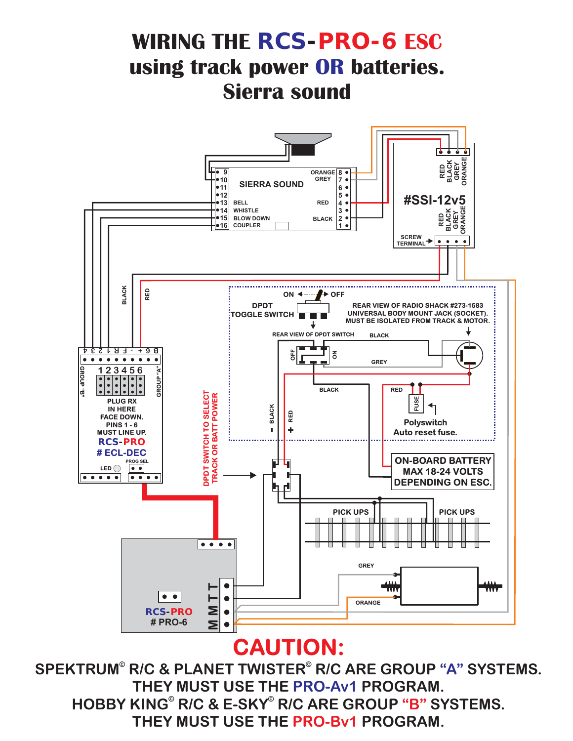# WIRING THE RCS-PRO-6 ESC using track power OR batteries. Sierra sound

SIERRA SOUND

9, 10, 11, 12, 13 BELL, 14 WHISTLE, 15 BLOW DOWN, 16 COUPLER

ORANGE 8, GREY 7, 6, 5, RED 4, 3, BLACK 2, 1

#SSI-12v5

RED BLACK GREY ORANGE

SCREW TERMINAL

BLACK

RED

ON — OFF

DPDT TOGGLE SWITCH

REAR VIEW OF RADIO SHACK #273-1583 UNIVERSAL BODY MOUNT JACK (SOCKET). MUST BE ISOLATED FROM TRACK & MOTOR.

REAR VIEW OF DPDT SWITCH

OFF ON

BLACK

GREY

BLACK

RED

FUSE

Polyswitch Auto reset fuse.

– BLACK

+ RED

B 6 + - F R 1 2 3 4

GROUP "B"

1 2 3 4 5 6

GROUP "A"

PLUG RX IN HERE FACE DOWN. PINS 1 - 6 MUST LINE UP.

RCS-PRO

# ECL-DEC

LED

PROG SEL

DPDT SWITCH TO SELECT TRACK OR BATT POWER

ON-BOARD BATTERY MAX 18-24 VOLTS DEPENDING ON ESC.

PICK UPS

PICK UPS

GREY

ORANGE

RCS-PRO

# PRO-6

T T M M

## CAUTION:

SPEKTRUM© R/C & PLANET TWISTER© R/C ARE GROUP "A" SYSTEMS. THEY MUST USE THE PRO-Av1 PROGRAM.

HOBBY KING© R/C & E-SKY© R/C ARE GROUP "B" SYSTEMS. THEY MUST USE THE PRO-Bv1 PROGRAM.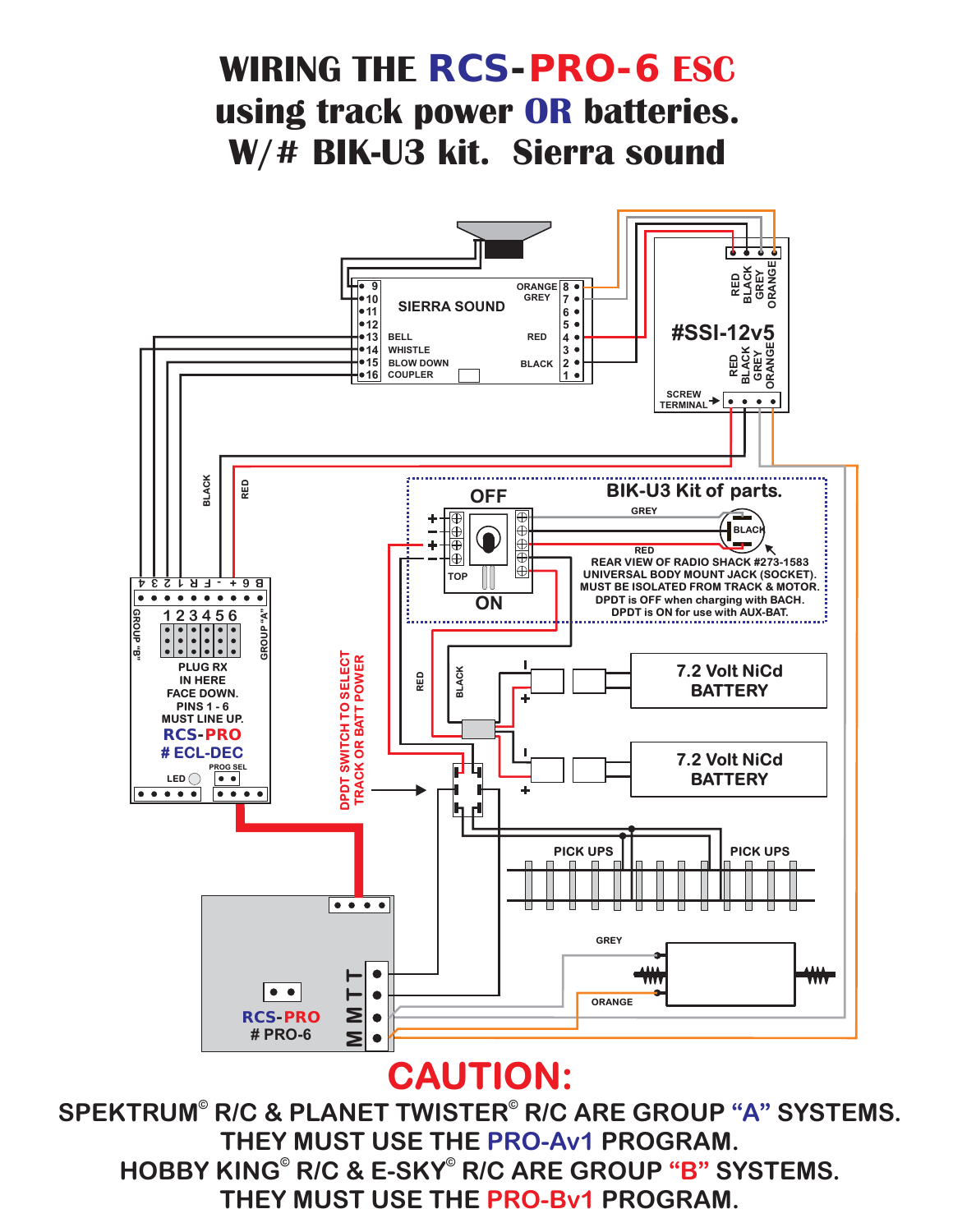# WIRING THE RCS-PRO-6 ESC using track power OR batteries. W/# BIK-U3 kit. Sierra sound

SIERRA SOUND

9
10
11
12
13 BELL
14 WHISTLE
15 BLOW DOWN
16 COUPLER

ORANGE 8
GREY 7
6
5
RED 4
3
BLACK 2
1

#SSI-12v5

RED
BLACK
GREY
ORANGE

SCREW TERMINAL

BLACK
RED

4 3 2 1 R F - + 6 B

GROUP "B"
GROUP "A"

1 2 3 4 5 6

PLUG RX IN HERE FACE DOWN. PINS 1 - 6 MUST LINE UP.

RCS-PRO
# ECL-DEC

LED
PROG SEL

OFF
TOP
ON

BIK-U3 Kit of parts.

GREY
BLACK
RED

REAR VIEW OF RADIO SHACK #273-1583 UNIVERSAL BODY MOUNT JACK (SOCKET). MUST BE ISOLATED FROM TRACK & MOTOR. DPDT is OFF when charging with BACH. DPDT is ON for use with AUX-BAT.

DPDT SWITCH TO SELECT TRACK OR BATT POWER

RED
BLACK

7.2 Volt NiCd BATTERY

7.2 Volt NiCd BATTERY

PICK UPS
PICK UPS

GREY
ORANGE

T
T
M
M

RCS-PRO
# PRO-6

# CAUTION:

SPEKTRUM© R/C & PLANET TWISTER© R/C ARE GROUP "A" SYSTEMS. THEY MUST USE THE PRO-Av1 PROGRAM.

HOBBY KING© R/C & E-SKY© R/C ARE GROUP "B" SYSTEMS. THEY MUST USE THE PRO-Bv1 PROGRAM.